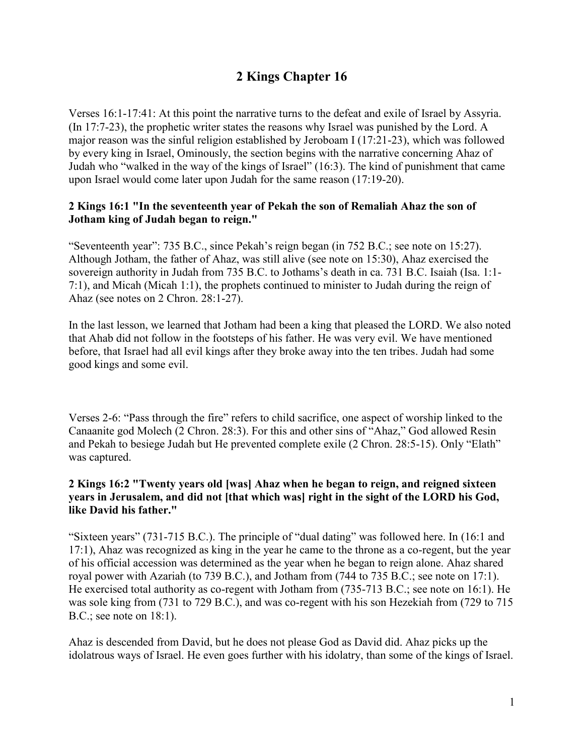# 2 Kings Chapter 16

Verses 16:1-17:41: At this point the narrative turns to the defeat and exile of Israel by Assyria. (In 17:7-23), the prophetic writer states the reasons why Israel was punished by the Lord. A major reason was the sinful religion established by Jeroboam I (17:21-23), which was followed by every king in Israel, Ominously, the section begins with the narrative concerning Ahaz of Judah who "walked in the way of the kings of Israel" (16:3). The kind of punishment that came upon Israel would come later upon Judah for the same reason (17:19-20).

**2 Kings 16:1 "In the seventeenth year of Pekah the son of Remaliah Ahaz the son of Jotham king of Judah began to reign."**

"Seventeenth year": 735 B.C., since Pekah's reign began (in 752 B.C.; see note on 15:27). Although Jotham, the father of Ahaz, was still alive (see note on 15:30), Ahaz exercised the sovereign authority in Judah from 735 B.C. to Jothams's death in ca. 731 B.C. Isaiah (Isa. 1:1-7:1), and Micah (Micah 1:1), the prophets continued to minister to Judah during the reign of Ahaz (see notes on 2 Chron. 28:1-27).

In the last lesson, we learned that Jotham had been a king that pleased the LORD. We also noted that Ahab did not follow in the footsteps of his father. He was very evil. We have mentioned before, that Israel had all evil kings after they broke away into the ten tribes. Judah had some good kings and some evil.

Verses 2-6: "Pass through the fire" refers to child sacrifice, one aspect of worship linked to the Canaanite god Molech (2 Chron. 28:3). For this and other sins of "Ahaz," God allowed Resin and Pekah to besiege Judah but He prevented complete exile (2 Chron. 28:5-15). Only "Elath" was captured.

**2 Kings 16:2 "Twenty years old [was] Ahaz when he began to reign, and reigned sixteen years in Jerusalem, and did not [that which was] right in the sight of the LORD his God, like David his father."**

"Sixteen years" (731-715 B.C.). The principle of "dual dating" was followed here. In (16:1 and 17:1), Ahaz was recognized as king in the year he came to the throne as a co-regent, but the year of his official accession was determined as the year when he began to reign alone. Ahaz shared royal power with Azariah (to 739 B.C.), and Jotham from (744 to 735 B.C.; see note on 17:1). He exercised total authority as co-regent with Jotham from (735-713 B.C.; see note on 16:1). He was sole king from (731 to 729 B.C.), and was co-regent with his son Hezekiah from (729 to 715 B.C.; see note on 18:1).

Ahaz is descended from David, but he does not please God as David did. Ahaz picks up the idolatrous ways of Israel. He even goes further with his idolatry, than some of the kings of Israel.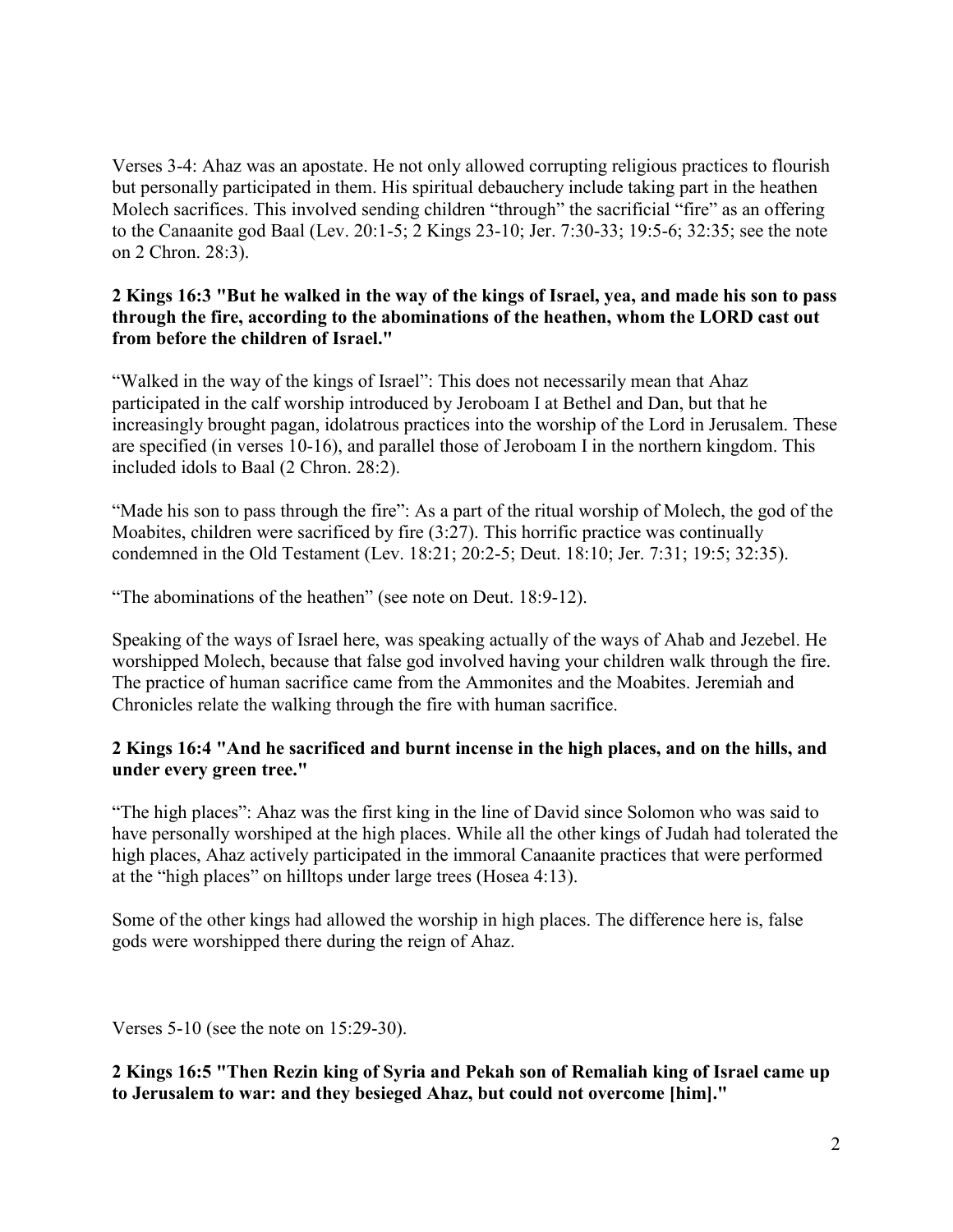Verses 3-4: Ahaz was an apostate. He not only allowed corrupting religious practices to flourish but personally participated in them. His spiritual debauchery include taking part in the heathen Molech sacrifices. This involved sending children "through" the sacrificial "fire" as an offering to the Canaanite god Baal (Lev. 20:1-5; 2 Kings 23-10; Jer. 7:30-33; 19:5-6; 32:35; see the note on 2 Chron. 28:3).

**2 Kings 16:3 "But he walked in the way of the kings of Israel, yea, and made his son to pass through the fire, according to the abominations of the heathen, whom the LORD cast out from before the children of Israel."**

"Walked in the way of the kings of Israel": This does not necessarily mean that Ahaz participated in the calf worship introduced by Jeroboam I at Bethel and Dan, but that he increasingly brought pagan, idolatrous practices into the worship of the Lord in Jerusalem. These are specified (in verses 10-16), and parallel those of Jeroboam I in the northern kingdom. This included idols to Baal (2 Chron. 28:2).

"Made his son to pass through the fire": As a part of the ritual worship of Molech, the god of the Moabites, children were sacrificed by fire (3:27). This horrific practice was continually condemned in the Old Testament (Lev. 18:21; 20:2-5; Deut. 18:10; Jer. 7:31; 19:5; 32:35).

"The abominations of the heathen" (see note on Deut. 18:9-12).

Speaking of the ways of Israel here, was speaking actually of the ways of Ahab and Jezebel. He worshipped Molech, because that false god involved having your children walk through the fire. The practice of human sacrifice came from the Ammonites and the Moabites. Jeremiah and Chronicles relate the walking through the fire with human sacrifice.

**2 Kings 16:4 "And he sacrificed and burnt incense in the high places, and on the hills, and under every green tree."**

"The high places": Ahaz was the first king in the line of David since Solomon who was said to have personally worshiped at the high places. While all the other kings of Judah had tolerated the high places, Ahaz actively participated in the immoral Canaanite practices that were performed at the "high places" on hilltops under large trees (Hosea 4:13).

Some of the other kings had allowed the worship in high places. The difference here is, false gods were worshipped there during the reign of Ahaz.

Verses 5-10 (see the note on 15:29-30).

**2 Kings 16:5 "Then Rezin king of Syria and Pekah son of Remaliah king of Israel came up to Jerusalem to war: and they besieged Ahaz, but could not overcome [him]."**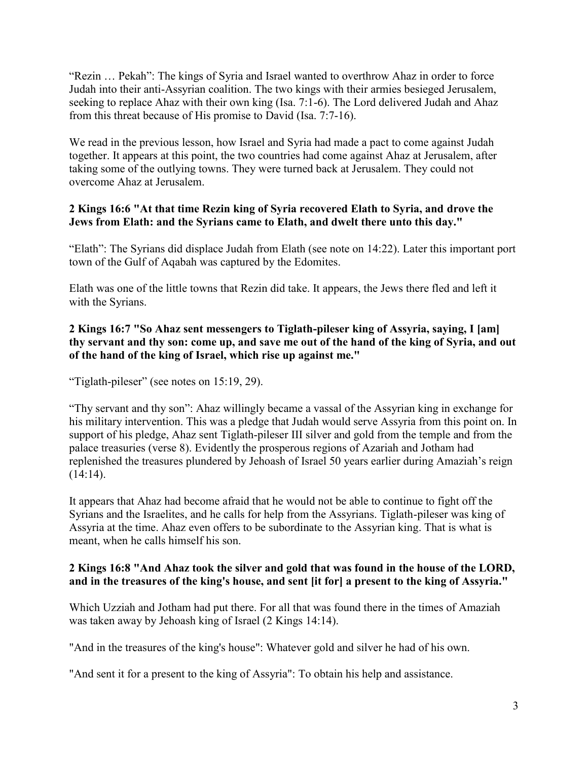"Rezin … Pekah": The kings of Syria and Israel wanted to overthrow Ahaz in order to force Judah into their anti-Assyrian coalition. The two kings with their armies besieged Jerusalem, seeking to replace Ahaz with their own king (Isa. 7:1-6). The Lord delivered Judah and Ahaz from this threat because of His promise to David (Isa. 7:7-16).

We read in the previous lesson, how Israel and Syria had made a pact to come against Judah together. It appears at this point, the two countries had come against Ahaz at Jerusalem, after taking some of the outlying towns. They were turned back at Jerusalem. They could not overcome Ahaz at Jerusalem.

**2 Kings 16:6 "At that time Rezin king of Syria recovered Elath to Syria, and drove the Jews from Elath: and the Syrians came to Elath, and dwelt there unto this day."**

"Elath": The Syrians did displace Judah from Elath (see note on 14:22). Later this important port town of the Gulf of Aqabah was captured by the Edomites.

Elath was one of the little towns that Rezin did take. It appears, the Jews there fled and left it with the Syrians.

**2 Kings 16:7 "So Ahaz sent messengers to Tiglath-pileser king of Assyria, saying, I [am] thy servant and thy son: come up, and save me out of the hand of the king of Syria, and out of the hand of the king of Israel, which rise up against me."**

"Tiglath-pileser" (see notes on 15:19, 29).

"Thy servant and thy son": Ahaz willingly became a vassal of the Assyrian king in exchange for his military intervention. This was a pledge that Judah would serve Assyria from this point on. In support of his pledge, Ahaz sent Tiglath-pileser III silver and gold from the temple and from the palace treasuries (verse 8). Evidently the prosperous regions of Azariah and Jotham had replenished the treasures plundered by Jehoash of Israel 50 years earlier during Amaziah's reign (14:14).

It appears that Ahaz had become afraid that he would not be able to continue to fight off the Syrians and the Israelites, and he calls for help from the Assyrians. Tiglath-pileser was king of Assyria at the time. Ahaz even offers to be subordinate to the Assyrian king. That is what is meant, when he calls himself his son.

**2 Kings 16:8 "And Ahaz took the silver and gold that was found in the house of the LORD, and in the treasures of the king's house, and sent [it for] a present to the king of Assyria."**

Which Uzziah and Jotham had put there. For all that was found there in the times of Amaziah was taken away by Jehoash king of Israel (2 Kings 14:14).

"And in the treasures of the king's house": Whatever gold and silver he had of his own.

"And sent it for a present to the king of Assyria": To obtain his help and assistance.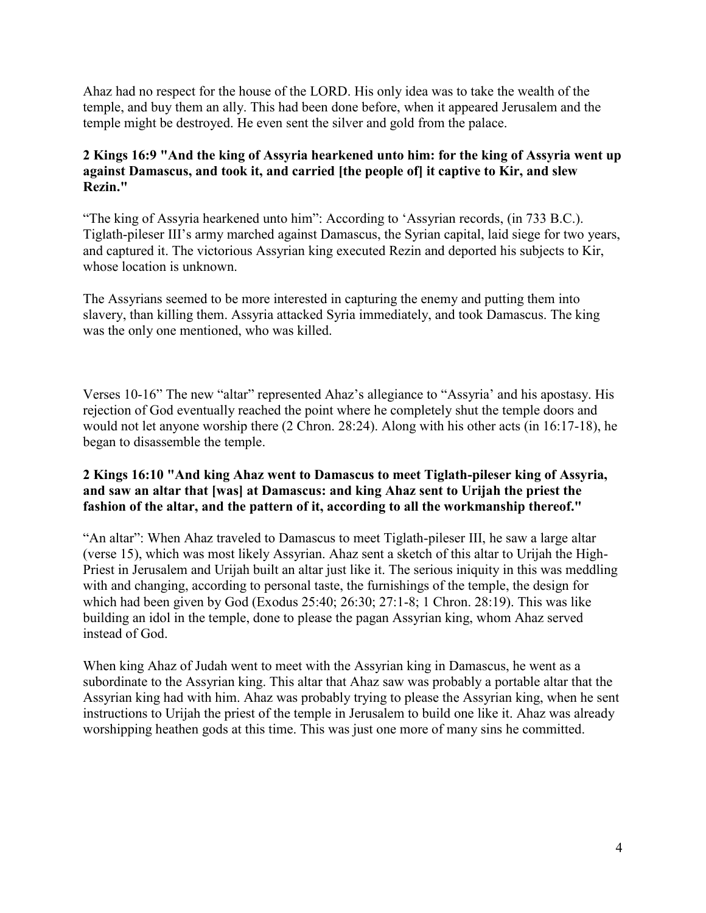Ahaz had no respect for the house of the LORD. His only idea was to take the wealth of the temple, and buy them an ally. This had been done before, when it appeared Jerusalem and the temple might be destroyed. He even sent the silver and gold from the palace.

**2 Kings 16:9 "And the king of Assyria hearkened unto him: for the king of Assyria went up against Damascus, and took it, and carried [the people of] it captive to Kir, and slew Rezin."**

"The king of Assyria hearkened unto him": According to 'Assyrian records, (in 733 B.C.). Tiglath-pileser III's army marched against Damascus, the Syrian capital, laid siege for two years, and captured it. The victorious Assyrian king executed Rezin and deported his subjects to Kir, whose location is unknown.

The Assyrians seemed to be more interested in capturing the enemy and putting them into slavery, than killing them. Assyria attacked Syria immediately, and took Damascus. The king was the only one mentioned, who was killed.

Verses 10-16" The new "altar" represented Ahaz's allegiance to "Assyria' and his apostasy. His rejection of God eventually reached the point where he completely shut the temple doors and would not let anyone worship there (2 Chron. 28:24). Along with his other acts (in 16:17-18), he began to disassemble the temple.

**2 Kings 16:10 "And king Ahaz went to Damascus to meet Tiglath-pileser king of Assyria, and saw an altar that [was] at Damascus: and king Ahaz sent to Urijah the priest the fashion of the altar, and the pattern of it, according to all the workmanship thereof."**

"An altar": When Ahaz traveled to Damascus to meet Tiglath-pileser III, he saw a large altar (verse 15), which was most likely Assyrian. Ahaz sent a sketch of this altar to Urijah the High-Priest in Jerusalem and Urijah built an altar just like it. The serious iniquity in this was meddling with and changing, according to personal taste, the furnishings of the temple, the design for which had been given by God (Exodus 25:40; 26:30; 27:1-8; 1 Chron. 28:19). This was like building an idol in the temple, done to please the pagan Assyrian king, whom Ahaz served instead of God.

When king Ahaz of Judah went to meet with the Assyrian king in Damascus, he went as a subordinate to the Assyrian king. This altar that Ahaz saw was probably a portable altar that the Assyrian king had with him. Ahaz was probably trying to please the Assyrian king, when he sent instructions to Urijah the priest of the temple in Jerusalem to build one like it. Ahaz was already worshipping heathen gods at this time. This was just one more of many sins he committed.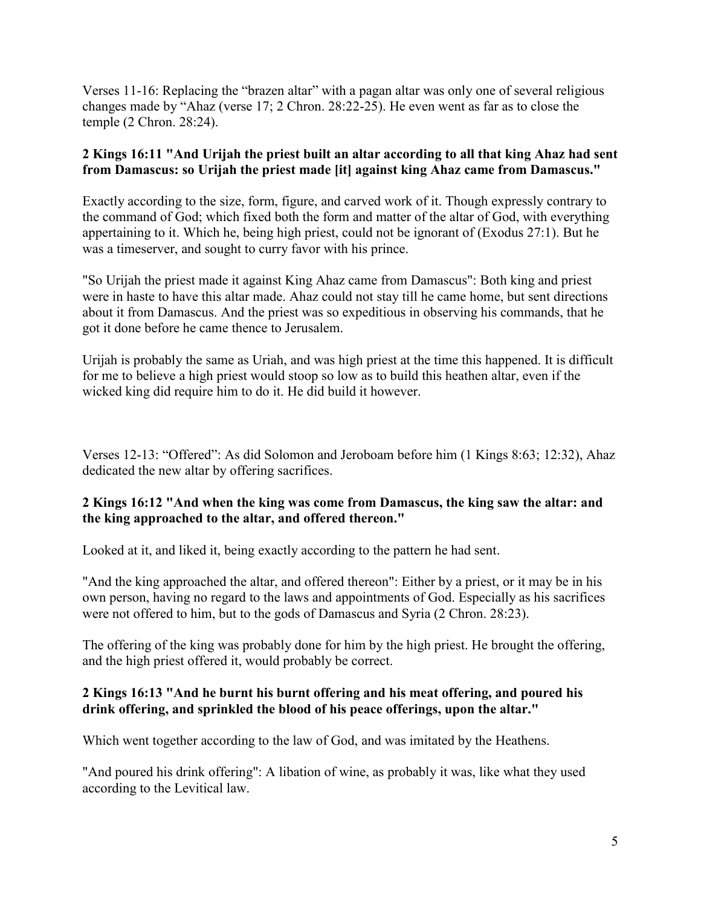Verses 11-16: Replacing the "brazen altar" with a pagan altar was only one of several religious changes made by "Ahaz (verse 17; 2 Chron. 28:22-25). He even went as far as to close the temple (2 Chron. 28:24).

**2 Kings 16:11 "And Urijah the priest built an altar according to all that king Ahaz had sent from Damascus: so Urijah the priest made [it] against king Ahaz came from Damascus."**

Exactly according to the size, form, figure, and carved work of it. Though expressly contrary to the command of God; which fixed both the form and matter of the altar of God, with everything appertaining to it. Which he, being high priest, could not be ignorant of (Exodus 27:1). But he was a timeserver, and sought to curry favor with his prince.

"So Urijah the priest made it against King Ahaz came from Damascus": Both king and priest were in haste to have this altar made. Ahaz could not stay till he came home, but sent directions about it from Damascus. And the priest was so expeditious in observing his commands, that he got it done before he came thence to Jerusalem.

Urijah is probably the same as Uriah, and was high priest at the time this happened. It is difficult for me to believe a high priest would stoop so low as to build this heathen altar, even if the wicked king did require him to do it. He did build it however.

Verses 12-13: "Offered": As did Solomon and Jeroboam before him (1 Kings 8:63; 12:32), Ahaz dedicated the new altar by offering sacrifices.

**2 Kings 16:12 "And when the king was come from Damascus, the king saw the altar: and the king approached to the altar, and offered thereon."**

Looked at it, and liked it, being exactly according to the pattern he had sent.

"And the king approached the altar, and offered thereon": Either by a priest, or it may be in his own person, having no regard to the laws and appointments of God. Especially as his sacrifices were not offered to him, but to the gods of Damascus and Syria (2 Chron. 28:23).

The offering of the king was probably done for him by the high priest. He brought the offering, and the high priest offered it, would probably be correct.

**2 Kings 16:13 "And he burnt his burnt offering and his meat offering, and poured his drink offering, and sprinkled the blood of his peace offerings, upon the altar."**

Which went together according to the law of God, and was imitated by the Heathens.

"And poured his drink offering": A libation of wine, as probably it was, like what they used according to the Levitical law.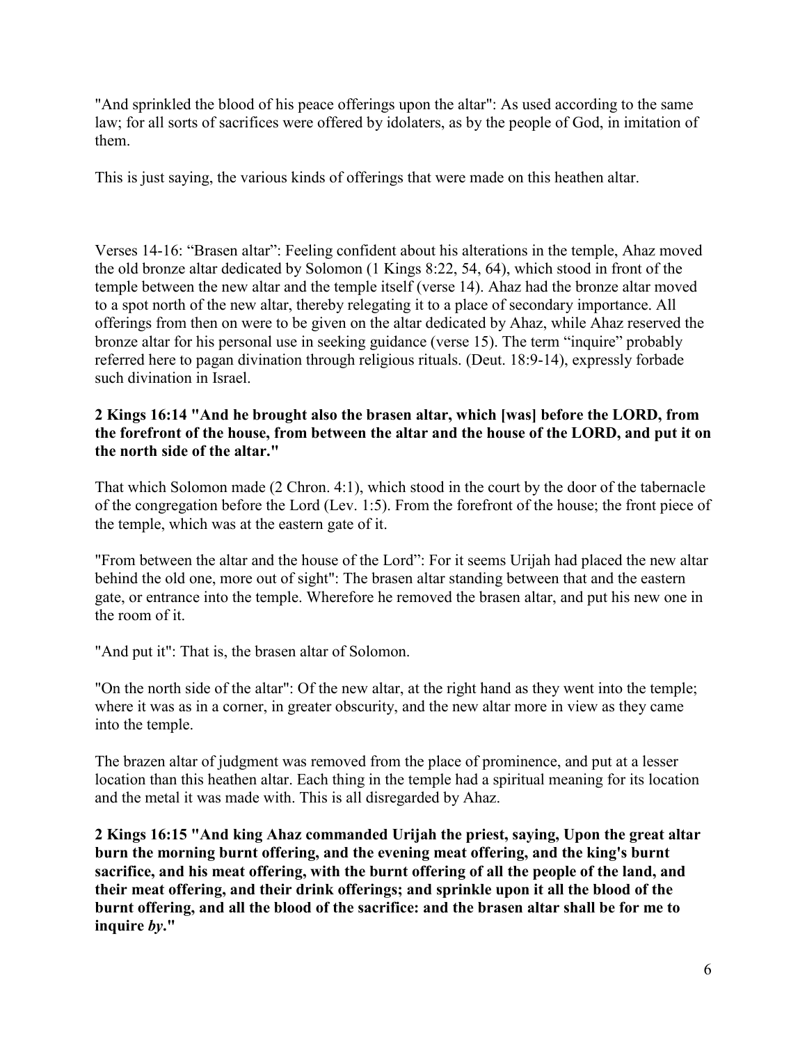"And sprinkled the blood of his peace offerings upon the altar": As used according to the same law; for all sorts of sacrifices were offered by idolaters, as by the people of God, in imitation of them.

This is just saying, the various kinds of offerings that were made on this heathen altar.

Verses 14-16: "Brasen altar": Feeling confident about his alterations in the temple, Ahaz moved the old bronze altar dedicated by Solomon (1 Kings 8:22, 54, 64), which stood in front of the temple between the new altar and the temple itself (verse 14). Ahaz had the bronze altar moved to a spot north of the new altar, thereby relegating it to a place of secondary importance. All offerings from then on were to be given on the altar dedicated by Ahaz, while Ahaz reserved the bronze altar for his personal use in seeking guidance (verse 15). The term "inquire" probably referred here to pagan divination through religious rituals. (Deut. 18:9-14), expressly forbade such divination in Israel.

**2 Kings 16:14 "And he brought also the brasen altar, which [was] before the LORD, from the forefront of the house, from between the altar and the house of the LORD, and put it on the north side of the altar."**

That which Solomon made (2 Chron. 4:1), which stood in the court by the door of the tabernacle of the congregation before the Lord (Lev. 1:5). From the forefront of the house; the front piece of the temple, which was at the eastern gate of it.

"From between the altar and the house of the Lord": For it seems Urijah had placed the new altar behind the old one, more out of sight": The brasen altar standing between that and the eastern gate, or entrance into the temple. Wherefore he removed the brasen altar, and put his new one in the room of it.

"And put it": That is, the brasen altar of Solomon.

"On the north side of the altar": Of the new altar, at the right hand as they went into the temple; where it was as in a corner, in greater obscurity, and the new altar more in view as they came into the temple.

The brazen altar of judgment was removed from the place of prominence, and put at a lesser location than this heathen altar. Each thing in the temple had a spiritual meaning for its location and the metal it was made with. This is all disregarded by Ahaz.

**2 Kings 16:15 "And king Ahaz commanded Urijah the priest, saying, Upon the great altar burn the morning burnt offering, and the evening meat offering, and the king's burnt sacrifice, and his meat offering, with the burnt offering of all the people of the land, and their meat offering, and their drink offerings; and sprinkle upon it all the blood of the burnt offering, and all the blood of the sacrifice: and the brasen altar shall be for me to inquire *by*."**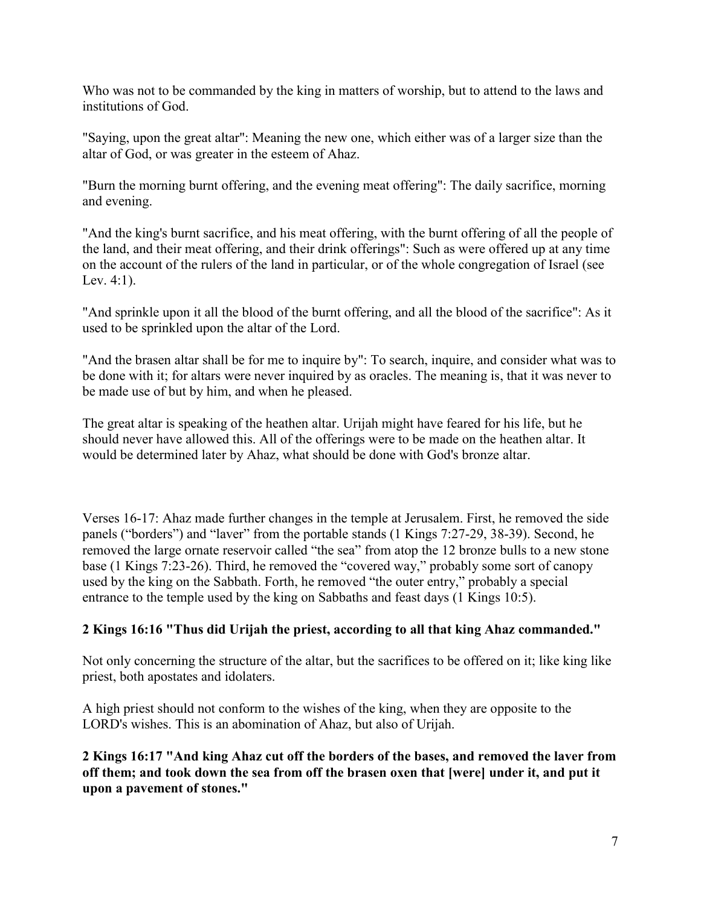Who was not to be commanded by the king in matters of worship, but to attend to the laws and institutions of God.

"Saying, upon the great altar": Meaning the new one, which either was of a larger size than the altar of God, or was greater in the esteem of Ahaz.

"Burn the morning burnt offering, and the evening meat offering": The daily sacrifice, morning and evening.

"And the king's burnt sacrifice, and his meat offering, with the burnt offering of all the people of the land, and their meat offering, and their drink offerings": Such as were offered up at any time on the account of the rulers of the land in particular, or of the whole congregation of Israel (see Lev. 4:1).

"And sprinkle upon it all the blood of the burnt offering, and all the blood of the sacrifice": As it used to be sprinkled upon the altar of the Lord.

"And the brasen altar shall be for me to inquire by": To search, inquire, and consider what was to be done with it; for altars were never inquired by as oracles. The meaning is, that it was never to be made use of but by him, and when he pleased.

The great altar is speaking of the heathen altar. Urijah might have feared for his life, but he should never have allowed this. All of the offerings were to be made on the heathen altar. It would be determined later by Ahaz, what should be done with God's bronze altar.

Verses 16-17: Ahaz made further changes in the temple at Jerusalem. First, he removed the side panels ("borders") and "laver" from the portable stands (1 Kings 7:27-29, 38-39). Second, he removed the large ornate reservoir called "the sea" from atop the 12 bronze bulls to a new stone base (1 Kings 7:23-26). Third, he removed the "covered way," probably some sort of canopy used by the king on the Sabbath. Forth, he removed "the outer entry," probably a special entrance to the temple used by the king on Sabbaths and feast days (1 Kings 10:5).

**2 Kings 16:16 "Thus did Urijah the priest, according to all that king Ahaz commanded."**

Not only concerning the structure of the altar, but the sacrifices to be offered on it; like king like priest, both apostates and idolaters.

A high priest should not conform to the wishes of the king, when they are opposite to the LORD's wishes. This is an abomination of Ahaz, but also of Urijah.

**2 Kings 16:17 "And king Ahaz cut off the borders of the bases, and removed the laver from off them; and took down the sea from off the brasen oxen that [were] under it, and put it upon a pavement of stones."**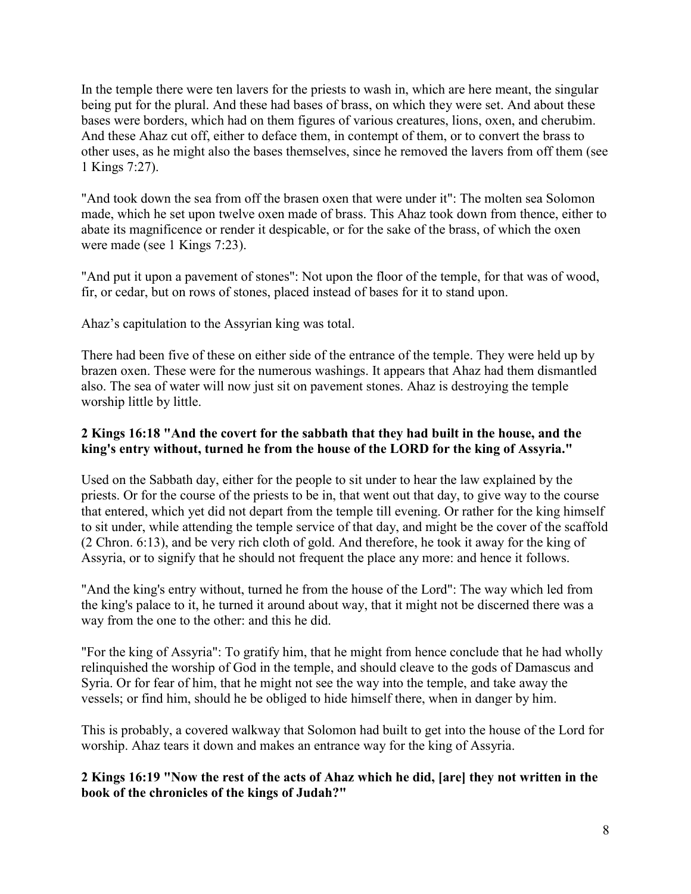In the temple there were ten lavers for the priests to wash in, which are here meant, the singular being put for the plural. And these had bases of brass, on which they were set. And about these bases were borders, which had on them figures of various creatures, lions, oxen, and cherubim. And these Ahaz cut off, either to deface them, in contempt of them, or to convert the brass to other uses, as he might also the bases themselves, since he removed the lavers from off them (see 1 Kings 7:27).

"And took down the sea from off the brasen oxen that were under it": The molten sea Solomon made, which he set upon twelve oxen made of brass. This Ahaz took down from thence, either to abate its magnificence or render it despicable, or for the sake of the brass, of which the oxen were made (see 1 Kings 7:23).

"And put it upon a pavement of stones": Not upon the floor of the temple, for that was of wood, fir, or cedar, but on rows of stones, placed instead of bases for it to stand upon.

Ahaz's capitulation to the Assyrian king was total.

There had been five of these on either side of the entrance of the temple. They were held up by brazen oxen. These were for the numerous washings. It appears that Ahaz had them dismantled also. The sea of water will now just sit on pavement stones. Ahaz is destroying the temple worship little by little.

**2 Kings 16:18 "And the covert for the sabbath that they had built in the house, and the king's entry without, turned he from the house of the LORD for the king of Assyria."**

Used on the Sabbath day, either for the people to sit under to hear the law explained by the priests. Or for the course of the priests to be in, that went out that day, to give way to the course that entered, which yet did not depart from the temple till evening. Or rather for the king himself to sit under, while attending the temple service of that day, and might be the cover of the scaffold (2 Chron. 6:13), and be very rich cloth of gold. And therefore, he took it away for the king of Assyria, or to signify that he should not frequent the place any more: and hence it follows.

"And the king's entry without, turned he from the house of the Lord": The way which led from the king's palace to it, he turned it around about way, that it might not be discerned there was a way from the one to the other: and this he did.

"For the king of Assyria": To gratify him, that he might from hence conclude that he had wholly relinquished the worship of God in the temple, and should cleave to the gods of Damascus and Syria. Or for fear of him, that he might not see the way into the temple, and take away the vessels; or find him, should he be obliged to hide himself there, when in danger by him.

This is probably, a covered walkway that Solomon had built to get into the house of the Lord for worship. Ahaz tears it down and makes an entrance way for the king of Assyria.

**2 Kings 16:19 "Now the rest of the acts of Ahaz which he did, [are] they not written in the book of the chronicles of the kings of Judah?"**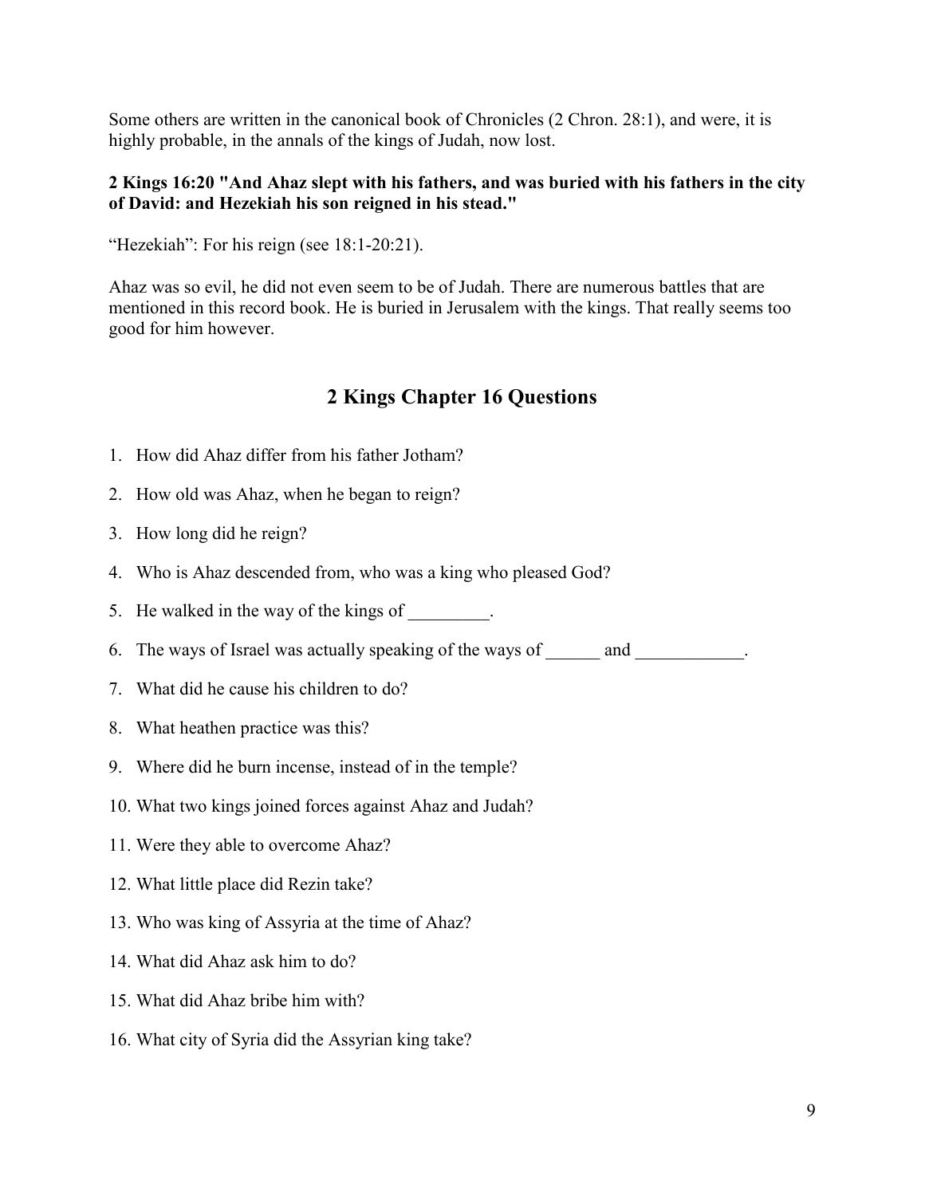Some others are written in the canonical book of Chronicles (2 Chron. 28:1), and were, it is highly probable, in the annals of the kings of Judah, now lost.

**2 Kings 16:20 "And Ahaz slept with his fathers, and was buried with his fathers in the city of David: and Hezekiah his son reigned in his stead."**

“Hezekiah”: For his reign (see 18:1-20:21).

Ahaz was so evil, he did not even seem to be of Judah. There are numerous battles that are mentioned in this record book. He is buried in Jerusalem with the kings. That really seems too good for him however.

## 2 Kings Chapter 16 Questions

1. How did Ahaz differ from his father Jotham?
2. How old was Ahaz, when he began to reign?
3. How long did he reign?
4. Who is Ahaz descended from, who was a king who pleased God?
5. He walked in the way of the kings of _________.
6. The ways of Israel was actually speaking of the ways of ______ and ____________.
7. What did he cause his children to do?
8. What heathen practice was this?
9. Where did he burn incense, instead of in the temple?
10. What two kings joined forces against Ahaz and Judah?
11. Were they able to overcome Ahaz?
12. What little place did Rezin take?
13. Who was king of Assyria at the time of Ahaz?
14. What did Ahaz ask him to do?
15. What did Ahaz bribe him with?
16. What city of Syria did the Assyrian king take?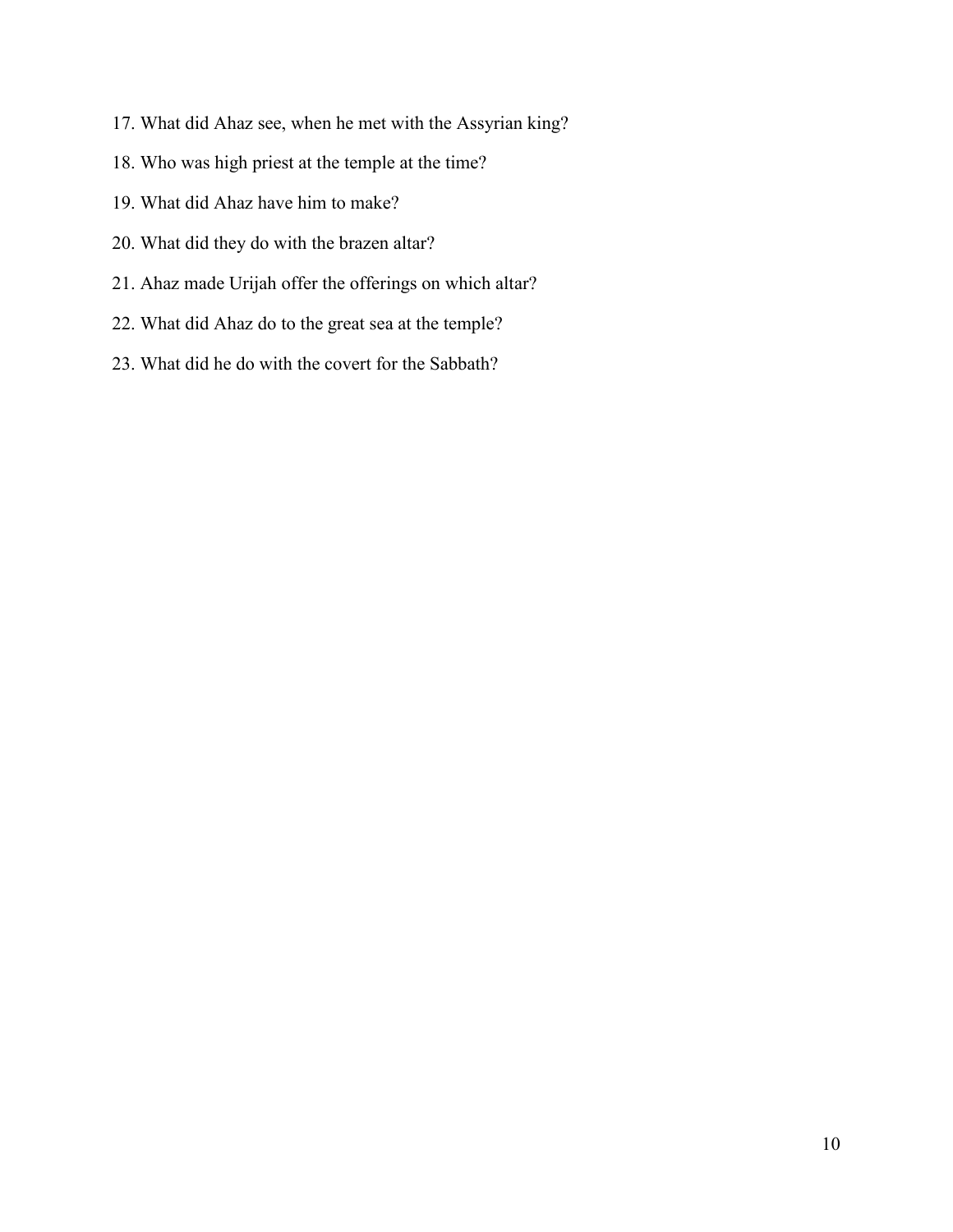17. What did Ahaz see, when he met with the Assyrian king?
18. Who was high priest at the temple at the time?
19. What did Ahaz have him to make?
20. What did they do with the brazen altar?
21. Ahaz made Urijah offer the offerings on which altar?
22. What did Ahaz do to the great sea at the temple?
23. What did he do with the covert for the Sabbath?